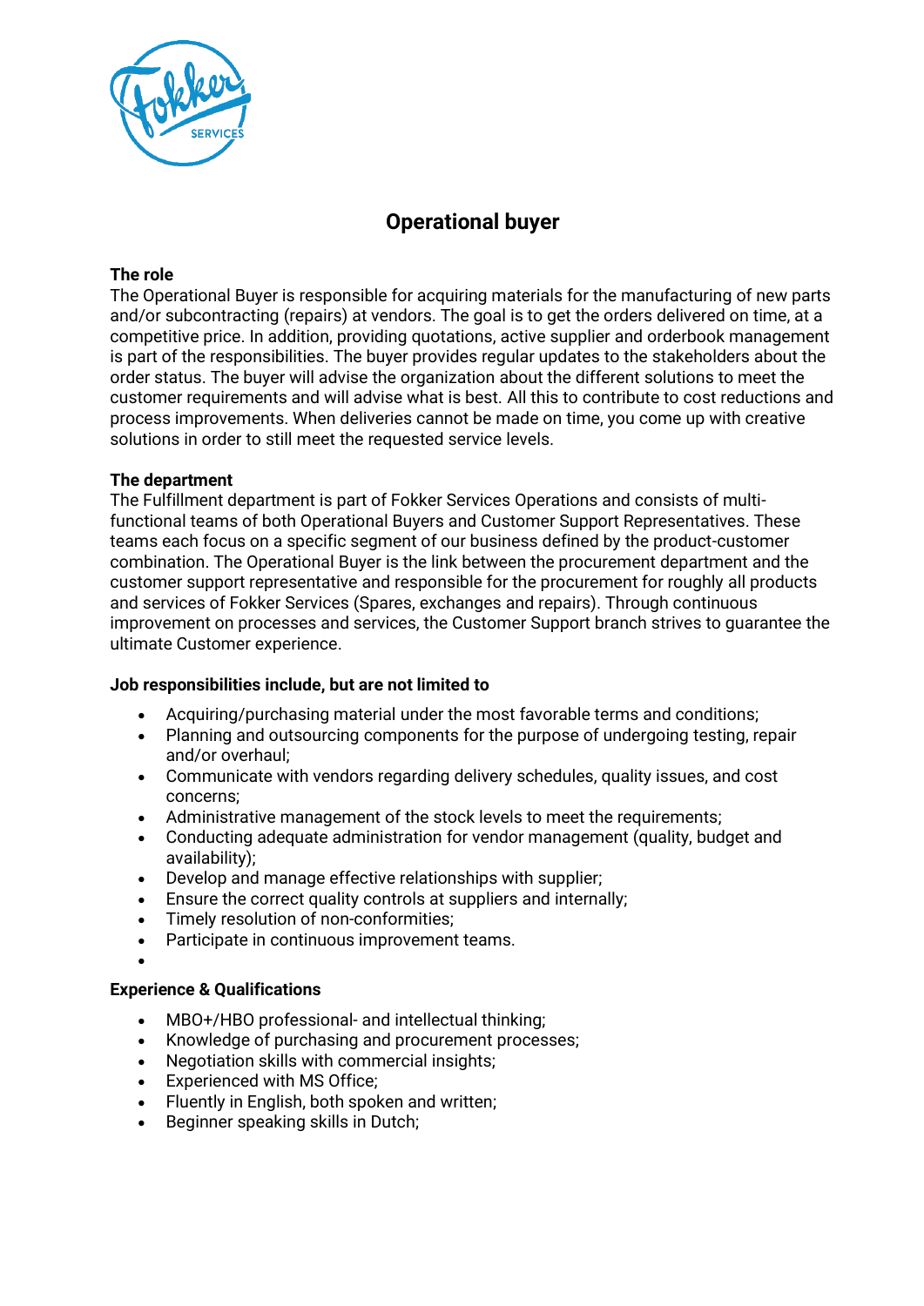# Operational buyer

**The role**

The Operational Buyer is responsible for acquiring materials for the manufacturing of new parts and/or subcontracting (repairs) at vendors. The goal is to get the orders delivered on time, at a competitive price. In addition, providing quotations, active supplier and orderbook management is part of the responsibilities. The buyer provides regular updates to the stakeholders about the order status. The buyer will advise the organization about the different solutions to meet the customer requirements and will advise what is best. All this to contribute to cost reductions and process improvements. When deliveries cannot be made on time, you come up with creative solutions in order to still meet the requested service levels.

**The department**

The Fulfillment department is part of Fokker Services Operations and consists of multi-functional teams of both Operational Buyers and Customer Support Representatives. These teams each focus on a specific segment of our business defined by the product-customer combination. The Operational Buyer is the link between the procurement department and the customer support representative and responsible for the procurement for roughly all products and services of Fokker Services (Spares, exchanges and repairs). Through continuous improvement on processes and services, the Customer Support branch strives to guarantee the ultimate Customer experience.

**Job responsibilities include, but are not limited to**

- Acquiring/purchasing material under the most favorable terms and conditions;
- Planning and outsourcing components for the purpose of undergoing testing, repair and/or overhaul;
- Communicate with vendors regarding delivery schedules, quality issues, and cost concerns;
- Administrative management of the stock levels to meet the requirements;
- Conducting adequate administration for vendor management (quality, budget and availability);
- Develop and manage effective relationships with supplier;
- Ensure the correct quality controls at suppliers and internally;
- Timely resolution of non-conformities;
- Participate in continuous improvement teams.

**Experience & Qualifications**

- MBO+/HBO professional- and intellectual thinking;
- Knowledge of purchasing and procurement processes;
- Negotiation skills with commercial insights;
- Experienced with MS Office;
- Fluently in English, both spoken and written;
- Beginner speaking skills in Dutch;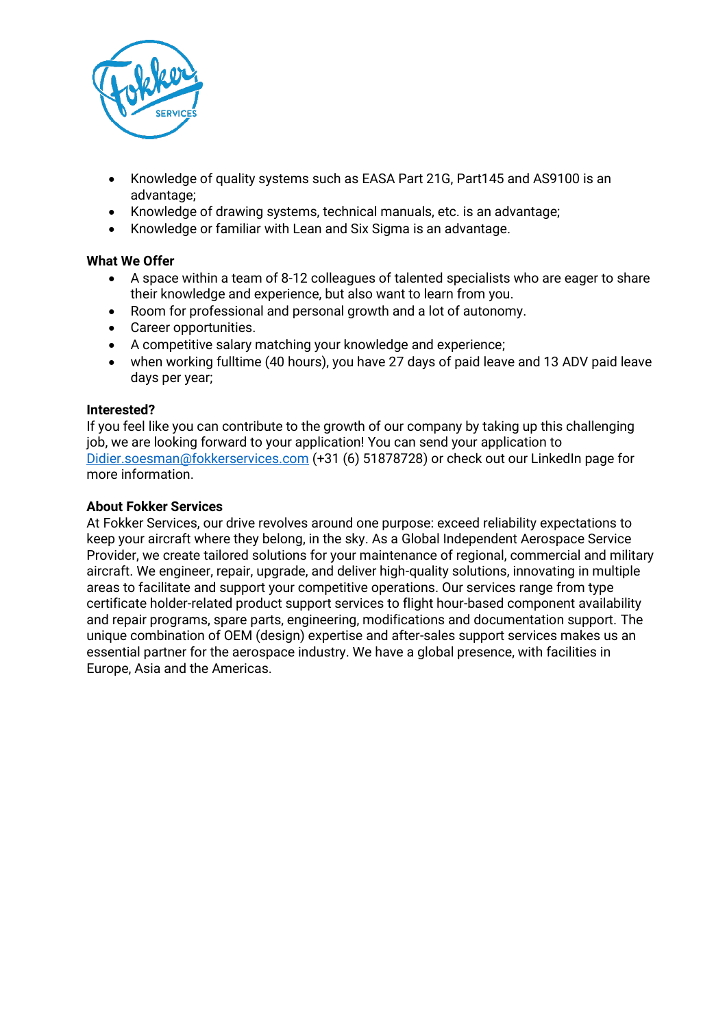- Knowledge of quality systems such as EASA Part 21G, Part145 and AS9100 is an advantage;
- Knowledge of drawing systems, technical manuals, etc. is an advantage;
- Knowledge or familiar with Lean and Six Sigma is an advantage.

**What We Offer**

- A space within a team of 8-12 colleagues of talented specialists who are eager to share their knowledge and experience, but also want to learn from you.
- Room for professional and personal growth and a lot of autonomy.
- Career opportunities.
- A competitive salary matching your knowledge and experience;
- when working fulltime (40 hours), you have 27 days of paid leave and 13 ADV paid leave days per year;

**Interested?**

If you feel like you can contribute to the growth of our company by taking up this challenging job, we are looking forward to your application! You can send your application to Didier.soesman@fokkerservices.com (+31 (6) 51878728) or check out our LinkedIn page for more information.

**About Fokker Services**

At Fokker Services, our drive revolves around one purpose: exceed reliability expectations to keep your aircraft where they belong, in the sky. As a Global Independent Aerospace Service Provider, we create tailored solutions for your maintenance of regional, commercial and military aircraft. We engineer, repair, upgrade, and deliver high-quality solutions, innovating in multiple areas to facilitate and support your competitive operations. Our services range from type certificate holder-related product support services to flight hour-based component availability and repair programs, spare parts, engineering, modifications and documentation support. The unique combination of OEM (design) expertise and after-sales support services makes us an essential partner for the aerospace industry. We have a global presence, with facilities in Europe, Asia and the Americas.